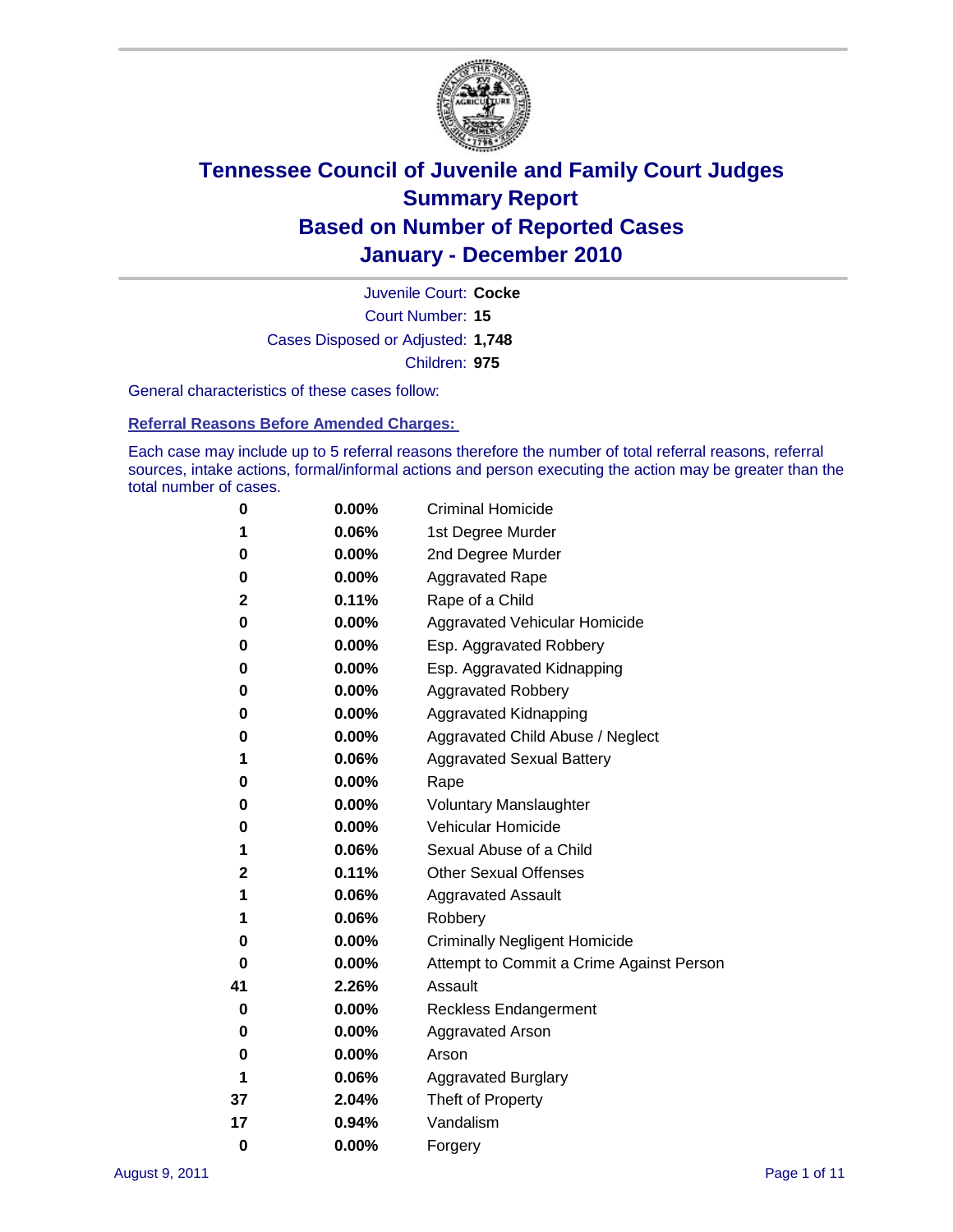# Tennessee Council of Juvenile and Family Court Judges
# Summary Report
# Based on Number of Reported Cases
# January - December 2010

Juvenile Court: **Cocke**

Court Number: **15**

Cases Disposed or Adjusted: **1,748**

Children: **975**

General characteristics of these cases follow:

## Referral Reasons Before Amended Charges:

Each case may include up to 5 referral reasons therefore the number of total referral reasons, referral sources, intake actions, formal/informal actions and person executing the action may be greater than the total number of cases.

| Count | Percent | Referral Reason |
|---|---|---|
| 0 | 0.00% | Criminal Homicide |
| 1 | 0.06% | 1st Degree Murder |
| 0 | 0.00% | 2nd Degree Murder |
| 0 | 0.00% | Aggravated Rape |
| 2 | 0.11% | Rape of a Child |
| 0 | 0.00% | Aggravated Vehicular Homicide |
| 0 | 0.00% | Esp. Aggravated Robbery |
| 0 | 0.00% | Esp. Aggravated Kidnapping |
| 0 | 0.00% | Aggravated Robbery |
| 0 | 0.00% | Aggravated Kidnapping |
| 0 | 0.00% | Aggravated Child Abuse / Neglect |
| 1 | 0.06% | Aggravated Sexual Battery |
| 0 | 0.00% | Rape |
| 0 | 0.00% | Voluntary Manslaughter |
| 0 | 0.00% | Vehicular Homicide |
| 1 | 0.06% | Sexual Abuse of a Child |
| 2 | 0.11% | Other Sexual Offenses |
| 1 | 0.06% | Aggravated Assault |
| 1 | 0.06% | Robbery |
| 0 | 0.00% | Criminally Negligent Homicide |
| 0 | 0.00% | Attempt to Commit a Crime Against Person |
| 41 | 2.26% | Assault |
| 0 | 0.00% | Reckless Endangerment |
| 0 | 0.00% | Aggravated Arson |
| 0 | 0.00% | Arson |
| 1 | 0.06% | Aggravated Burglary |
| 37 | 2.04% | Theft of Property |
| 17 | 0.94% | Vandalism |
| 0 | 0.00% | Forgery |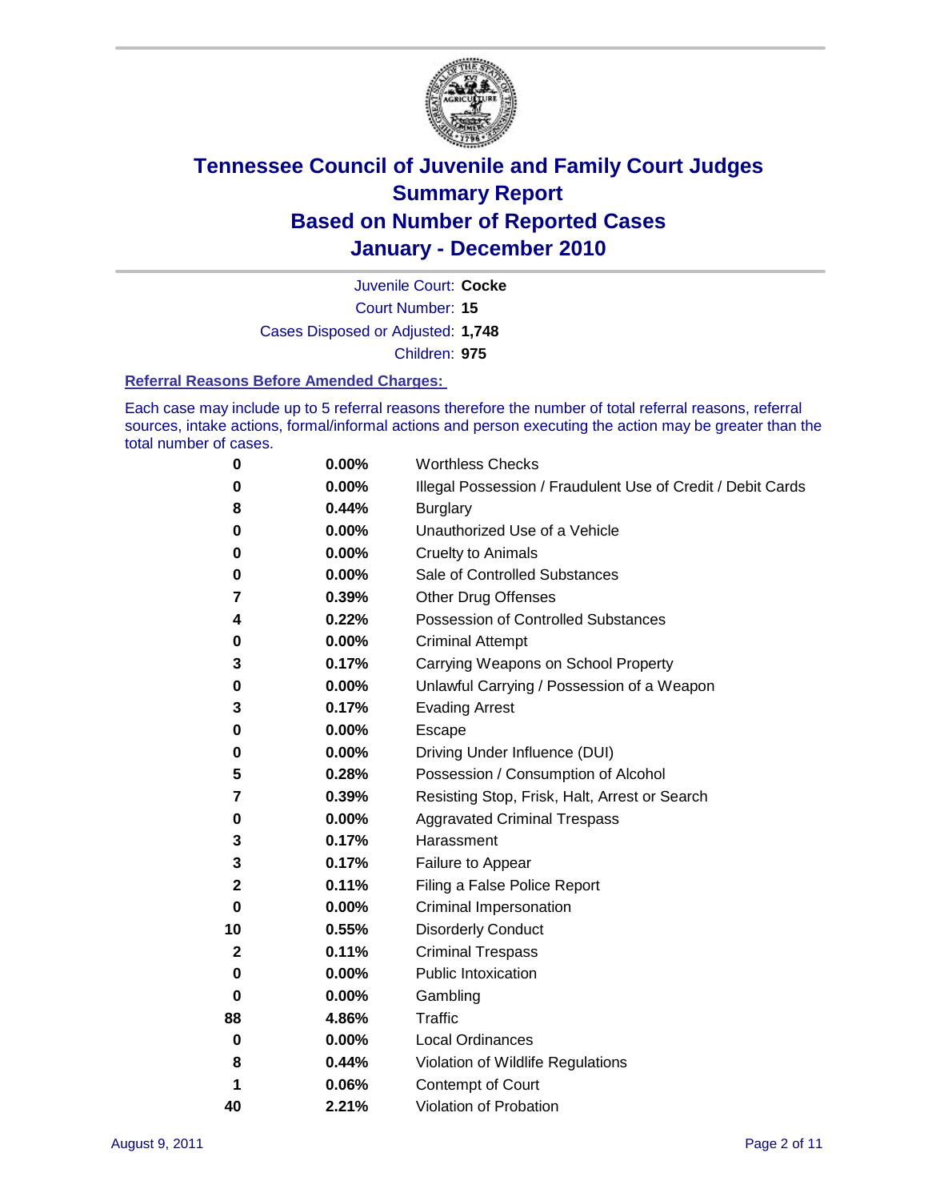# Tennessee Council of Juvenile and Family Court Judges
# Summary Report
# Based on Number of Reported Cases
# January - December 2010

Juvenile Court: **Cocke**

Court Number: **15**

Cases Disposed or Adjusted: **1,748**

Children: **975**

### Referral Reasons Before Amended Charges:

Each case may include up to 5 referral reasons therefore the number of total referral reasons, referral sources, intake actions, formal/informal actions and person executing the action may be greater than the total number of cases.

| | | |
|---|---|---|
| 0 | 0.00% | Worthless Checks |
| 0 | 0.00% | Illegal Possession / Fraudulent Use of Credit / Debit Cards |
| 8 | 0.44% | Burglary |
| 0 | 0.00% | Unauthorized Use of a Vehicle |
| 0 | 0.00% | Cruelty to Animals |
| 0 | 0.00% | Sale of Controlled Substances |
| 7 | 0.39% | Other Drug Offenses |
| 4 | 0.22% | Possession of Controlled Substances |
| 0 | 0.00% | Criminal Attempt |
| 3 | 0.17% | Carrying Weapons on School Property |
| 0 | 0.00% | Unlawful Carrying / Possession of a Weapon |
| 3 | 0.17% | Evading Arrest |
| 0 | 0.00% | Escape |
| 0 | 0.00% | Driving Under Influence (DUI) |
| 5 | 0.28% | Possession / Consumption of Alcohol |
| 7 | 0.39% | Resisting Stop, Frisk, Halt, Arrest or Search |
| 0 | 0.00% | Aggravated Criminal Trespass |
| 3 | 0.17% | Harassment |
| 3 | 0.17% | Failure to Appear |
| 2 | 0.11% | Filing a False Police Report |
| 0 | 0.00% | Criminal Impersonation |
| 10 | 0.55% | Disorderly Conduct |
| 2 | 0.11% | Criminal Trespass |
| 0 | 0.00% | Public Intoxication |
| 0 | 0.00% | Gambling |
| 88 | 4.86% | Traffic |
| 0 | 0.00% | Local Ordinances |
| 8 | 0.44% | Violation of Wildlife Regulations |
| 1 | 0.06% | Contempt of Court |
| 40 | 2.21% | Violation of Probation |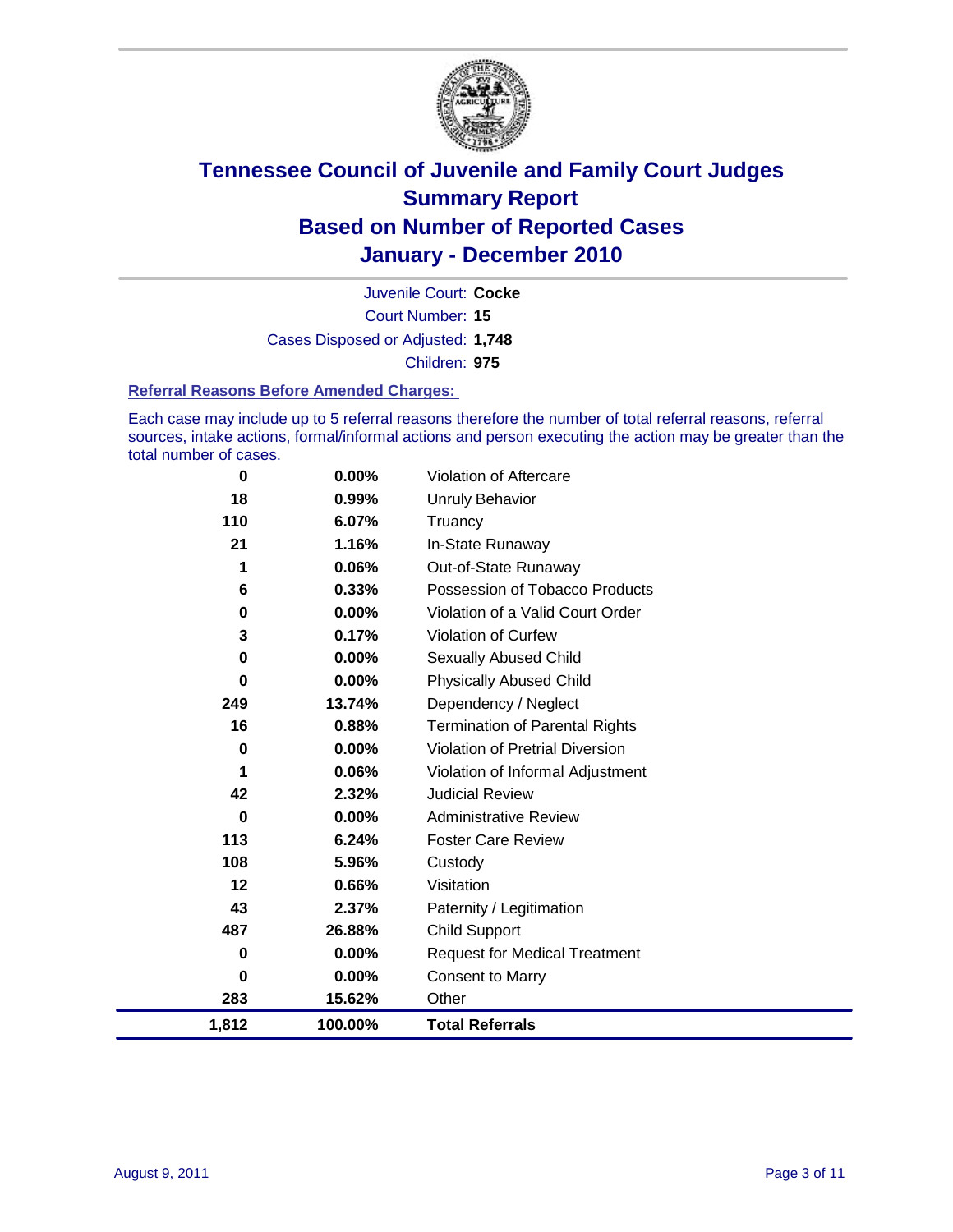# Tennessee Council of Juvenile and Family Court Judges
## Summary Report
## Based on Number of Reported Cases
## January - December 2010

Juvenile Court: **Cocke**
Court Number: **15**
Cases Disposed or Adjusted: **1,748**
Children: **975**

### Referral Reasons Before Amended Charges:

Each case may include up to 5 referral reasons therefore the number of total referral reasons, referral sources, intake actions, formal/informal actions and person executing the action may be greater than the total number of cases.

| Count | Percent | Referral Reason |
|---|---|---|
| 0 | 0.00% | Violation of Aftercare |
| 18 | 0.99% | Unruly Behavior |
| 110 | 6.07% | Truancy |
| 21 | 1.16% | In-State Runaway |
| 1 | 0.06% | Out-of-State Runaway |
| 6 | 0.33% | Possession of Tobacco Products |
| 0 | 0.00% | Violation of a Valid Court Order |
| 3 | 0.17% | Violation of Curfew |
| 0 | 0.00% | Sexually Abused Child |
| 0 | 0.00% | Physically Abused Child |
| 249 | 13.74% | Dependency / Neglect |
| 16 | 0.88% | Termination of Parental Rights |
| 0 | 0.00% | Violation of Pretrial Diversion |
| 1 | 0.06% | Violation of Informal Adjustment |
| 42 | 2.32% | Judicial Review |
| 0 | 0.00% | Administrative Review |
| 113 | 6.24% | Foster Care Review |
| 108 | 5.96% | Custody |
| 12 | 0.66% | Visitation |
| 43 | 2.37% | Paternity / Legitimation |
| 487 | 26.88% | Child Support |
| 0 | 0.00% | Request for Medical Treatment |
| 0 | 0.00% | Consent to Marry |
| 283 | 15.62% | Other |
| **1,812** | **100.00%** | **Total Referrals** |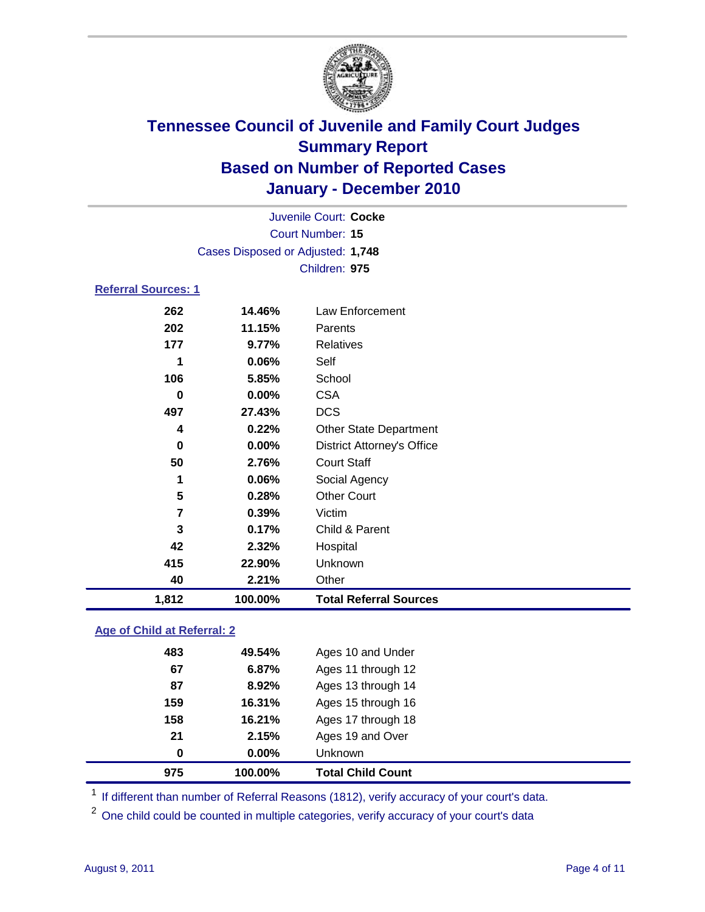# Tennessee Council of Juvenile and Family Court Judges
## Summary Report
## Based on Number of Reported Cases
## January - December 2010

Juvenile Court: **Cocke**

Court Number: **15**

Cases Disposed or Adjusted: **1,748**

Children: **975**

### Referral Sources: 1

| Count | Percent | Source |
|---|---|---|
| 262 | 14.46% | Law Enforcement |
| 202 | 11.15% | Parents |
| 177 | 9.77% | Relatives |
| 1 | 0.06% | Self |
| 106 | 5.85% | School |
| 0 | 0.00% | CSA |
| 497 | 27.43% | DCS |
| 4 | 0.22% | Other State Department |
| 0 | 0.00% | District Attorney's Office |
| 50 | 2.76% | Court Staff |
| 1 | 0.06% | Social Agency |
| 5 | 0.28% | Other Court |
| 7 | 0.39% | Victim |
| 3 | 0.17% | Child & Parent |
| 42 | 2.32% | Hospital |
| 415 | 22.90% | Unknown |
| 40 | 2.21% | Other |
| **1,812** | **100.00%** | **Total Referral Sources** |

### Age of Child at Referral: 2

| Count | Percent | Age |
|---|---|---|
| 483 | 49.54% | Ages 10 and Under |
| 67 | 6.87% | Ages 11 through 12 |
| 87 | 8.92% | Ages 13 through 14 |
| 159 | 16.31% | Ages 15 through 16 |
| 158 | 16.21% | Ages 17 through 18 |
| 21 | 2.15% | Ages 19 and Over |
| 0 | 0.00% | Unknown |
| **975** | **100.00%** | **Total Child Count** |

[1] If different than number of Referral Reasons (1812), verify accuracy of your court's data.

[2] One child could be counted in multiple categories, verify accuracy of your court's data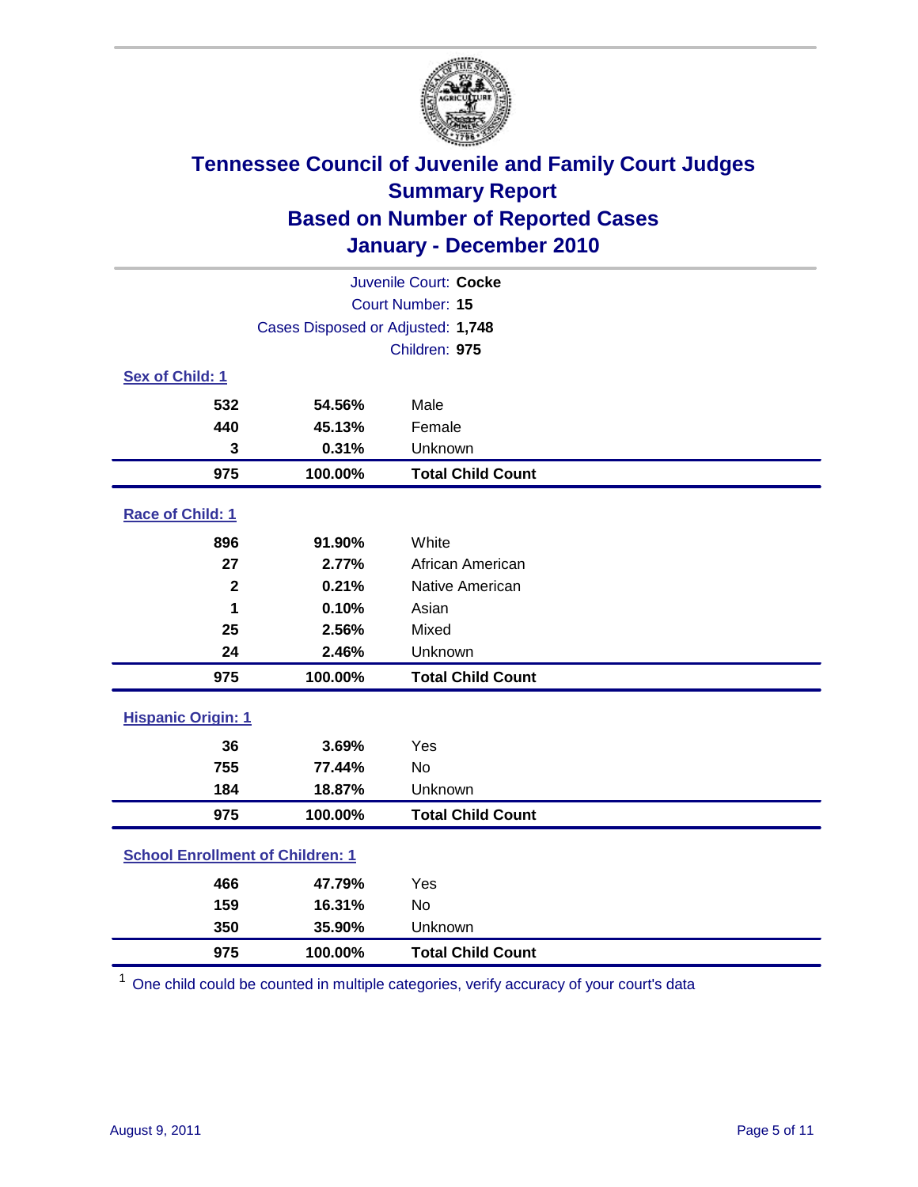# Tennessee Council of Juvenile and Family Court Judges
## Summary Report
## Based on Number of Reported Cases
## January - December 2010

Juvenile Court: **Cocke**
Court Number: **15**
Cases Disposed or Adjusted: **1,748**
Children: **975**

### Sex of Child: 1

| Count | Percent | Category |
|---|---|---|
| 532 | 54.56% | Male |
| 440 | 45.13% | Female |
| 3 | 0.31% | Unknown |
| **975** | **100.00%** | **Total Child Count** |

### Race of Child: 1

| Count | Percent | Category |
|---|---|---|
| 896 | 91.90% | White |
| 27 | 2.77% | African American |
| 2 | 0.21% | Native American |
| 1 | 0.10% | Asian |
| 25 | 2.56% | Mixed |
| 24 | 2.46% | Unknown |
| **975** | **100.00%** | **Total Child Count** |

### Hispanic Origin: 1

| Count | Percent | Category |
|---|---|---|
| 36 | 3.69% | Yes |
| 755 | 77.44% | No |
| 184 | 18.87% | Unknown |
| **975** | **100.00%** | **Total Child Count** |

### School Enrollment of Children: 1

| Count | Percent | Category |
|---|---|---|
| 466 | 47.79% | Yes |
| 159 | 16.31% | No |
| 350 | 35.90% | Unknown |
| **975** | **100.00%** | **Total Child Count** |

[1] One child could be counted in multiple categories, verify accuracy of your court's data

August 9, 2011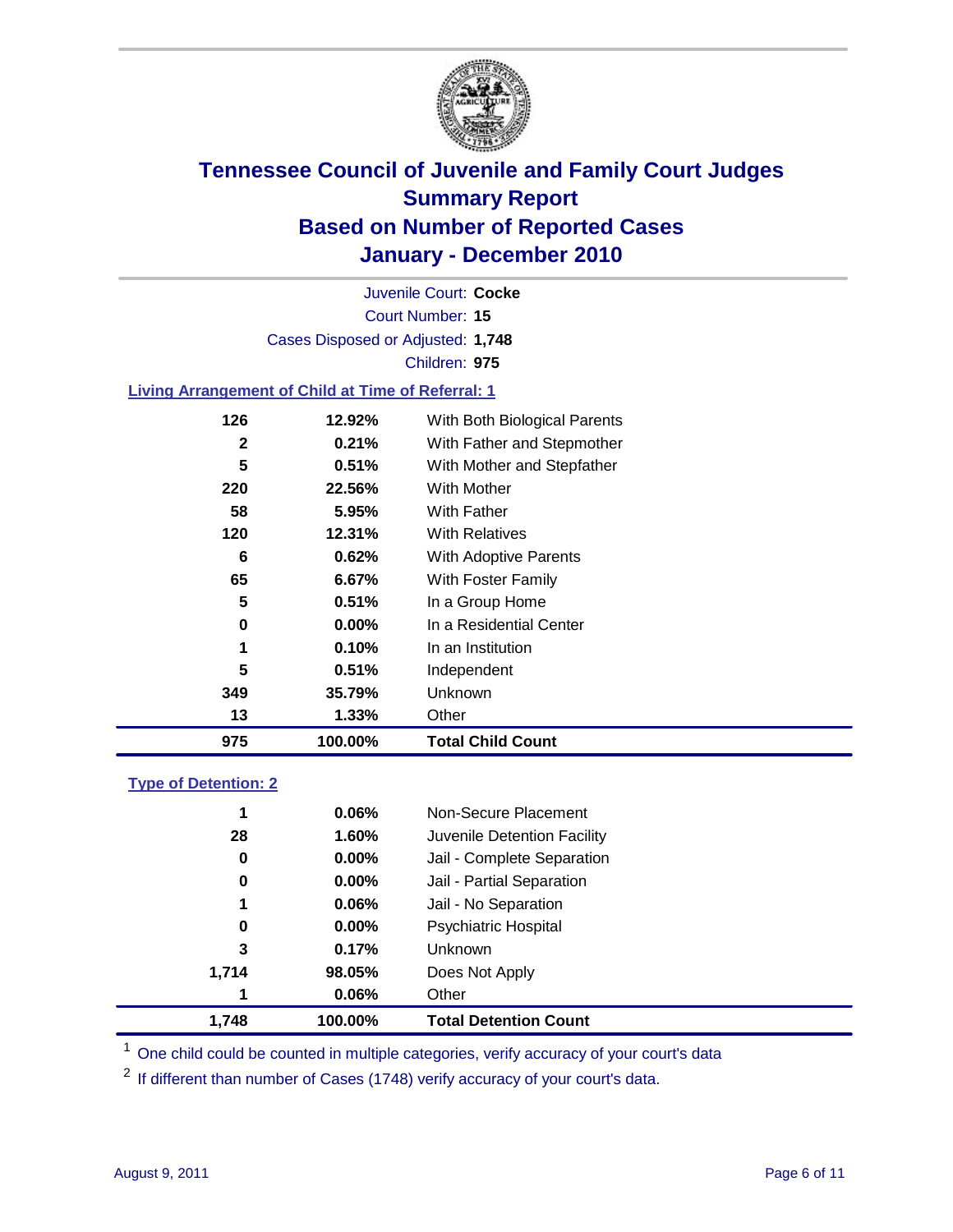# Tennessee Council of Juvenile and Family Court Judges
## Summary Report
## Based on Number of Reported Cases
## January - December 2010

Juvenile Court: **Cocke**

Court Number: **15**

Cases Disposed or Adjusted: **1,748**

Children: **975**

### Living Arrangement of Child at Time of Referral: 1

| | | |
|---|---|---|
| 126 | 12.92% | With Both Biological Parents |
| 2 | 0.21% | With Father and Stepmother |
| 5 | 0.51% | With Mother and Stepfather |
| 220 | 22.56% | With Mother |
| 58 | 5.95% | With Father |
| 120 | 12.31% | With Relatives |
| 6 | 0.62% | With Adoptive Parents |
| 65 | 6.67% | With Foster Family |
| 5 | 0.51% | In a Group Home |
| 0 | 0.00% | In a Residential Center |
| 1 | 0.10% | In an Institution |
| 5 | 0.51% | Independent |
| 349 | 35.79% | Unknown |
| 13 | 1.33% | Other |
| **975** | **100.00%** | **Total Child Count** |

### Type of Detention: 2

| | | |
|---|---|---|
| 1 | 0.06% | Non-Secure Placement |
| 28 | 1.60% | Juvenile Detention Facility |
| 0 | 0.00% | Jail - Complete Separation |
| 0 | 0.00% | Jail - Partial Separation |
| 1 | 0.06% | Jail - No Separation |
| 0 | 0.00% | Psychiatric Hospital |
| 3 | 0.17% | Unknown |
| 1,714 | 98.05% | Does Not Apply |
| 1 | 0.06% | Other |
| **1,748** | **100.00%** | **Total Detention Count** |

[1] One child could be counted in multiple categories, verify accuracy of your court's data

[2] If different than number of Cases (1748) verify accuracy of your court's data.

August 9, 2011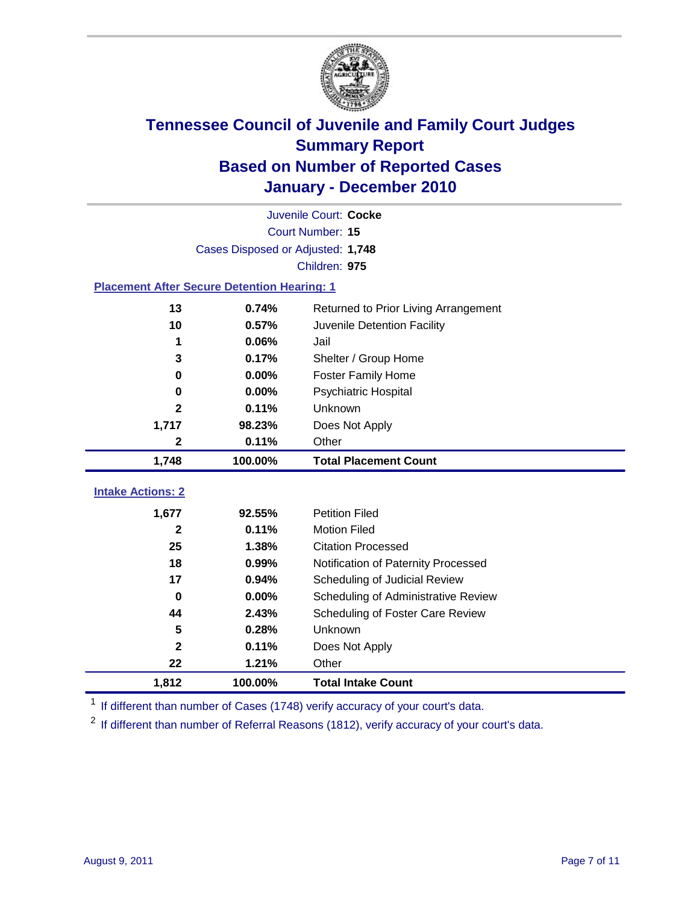# Tennessee Council of Juvenile and Family Court Judges
## Summary Report
## Based on Number of Reported Cases
## January - December 2010

Juvenile Court: **Cocke**
Court Number: **15**
Cases Disposed or Adjusted: **1,748**
Children: **975**

### Placement After Secure Detention Hearing: 1

| | | |
|---|---|---|
| 13 | 0.74% | Returned to Prior Living Arrangement |
| 10 | 0.57% | Juvenile Detention Facility |
| 1 | 0.06% | Jail |
| 3 | 0.17% | Shelter / Group Home |
| 0 | 0.00% | Foster Family Home |
| 0 | 0.00% | Psychiatric Hospital |
| 2 | 0.11% | Unknown |
| 1,717 | 98.23% | Does Not Apply |
| 2 | 0.11% | Other |
| **1,748** | **100.00%** | **Total Placement Count** |

### Intake Actions: 2

| | | |
|---|---|---|
| 1,677 | 92.55% | Petition Filed |
| 2 | 0.11% | Motion Filed |
| 25 | 1.38% | Citation Processed |
| 18 | 0.99% | Notification of Paternity Processed |
| 17 | 0.94% | Scheduling of Judicial Review |
| 0 | 0.00% | Scheduling of Administrative Review |
| 44 | 2.43% | Scheduling of Foster Care Review |
| 5 | 0.28% | Unknown |
| 2 | 0.11% | Does Not Apply |
| 22 | 1.21% | Other |
| **1,812** | **100.00%** | **Total Intake Count** |

[1] If different than number of Cases (1748) verify accuracy of your court's data.

[2] If different than number of Referral Reasons (1812), verify accuracy of your court's data.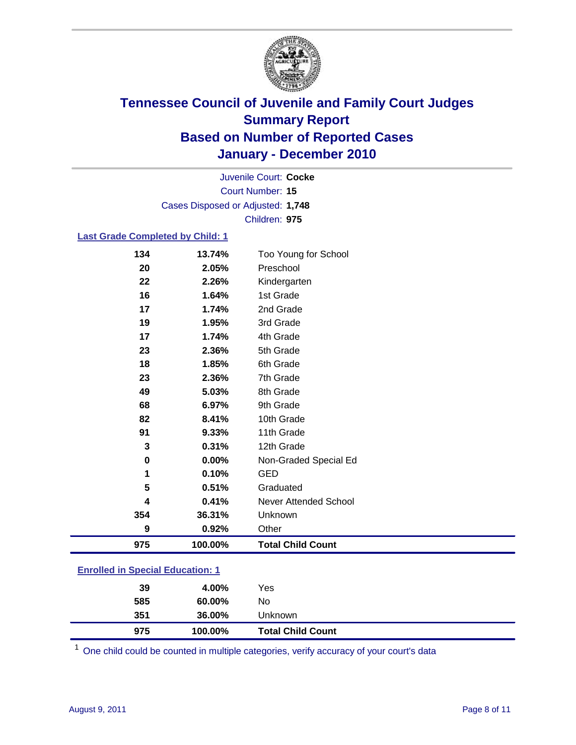# Tennessee Council of Juvenile and Family Court Judges
## Summary Report
## Based on Number of Reported Cases
## January - December 2010

Juvenile Court: **Cocke**

Court Number: **15**

Cases Disposed or Adjusted: **1,748**

Children: **975**

### Last Grade Completed by Child: 1

| Count | Percent | Category |
|---|---|---|
| 134 | 13.74% | Too Young for School |
| 20 | 2.05% | Preschool |
| 22 | 2.26% | Kindergarten |
| 16 | 1.64% | 1st Grade |
| 17 | 1.74% | 2nd Grade |
| 19 | 1.95% | 3rd Grade |
| 17 | 1.74% | 4th Grade |
| 23 | 2.36% | 5th Grade |
| 18 | 1.85% | 6th Grade |
| 23 | 2.36% | 7th Grade |
| 49 | 5.03% | 8th Grade |
| 68 | 6.97% | 9th Grade |
| 82 | 8.41% | 10th Grade |
| 91 | 9.33% | 11th Grade |
| 3 | 0.31% | 12th Grade |
| 0 | 0.00% | Non-Graded Special Ed |
| 1 | 0.10% | GED |
| 5 | 0.51% | Graduated |
| 4 | 0.41% | Never Attended School |
| 354 | 36.31% | Unknown |
| 9 | 0.92% | Other |
| **975** | **100.00%** | **Total Child Count** |

### Enrolled in Special Education: 1

| Count | Percent | Category |
|---|---|---|
| 39 | 4.00% | Yes |
| 585 | 60.00% | No |
| 351 | 36.00% | Unknown |
| **975** | **100.00%** | **Total Child Count** |

[1] One child could be counted in multiple categories, verify accuracy of your court's data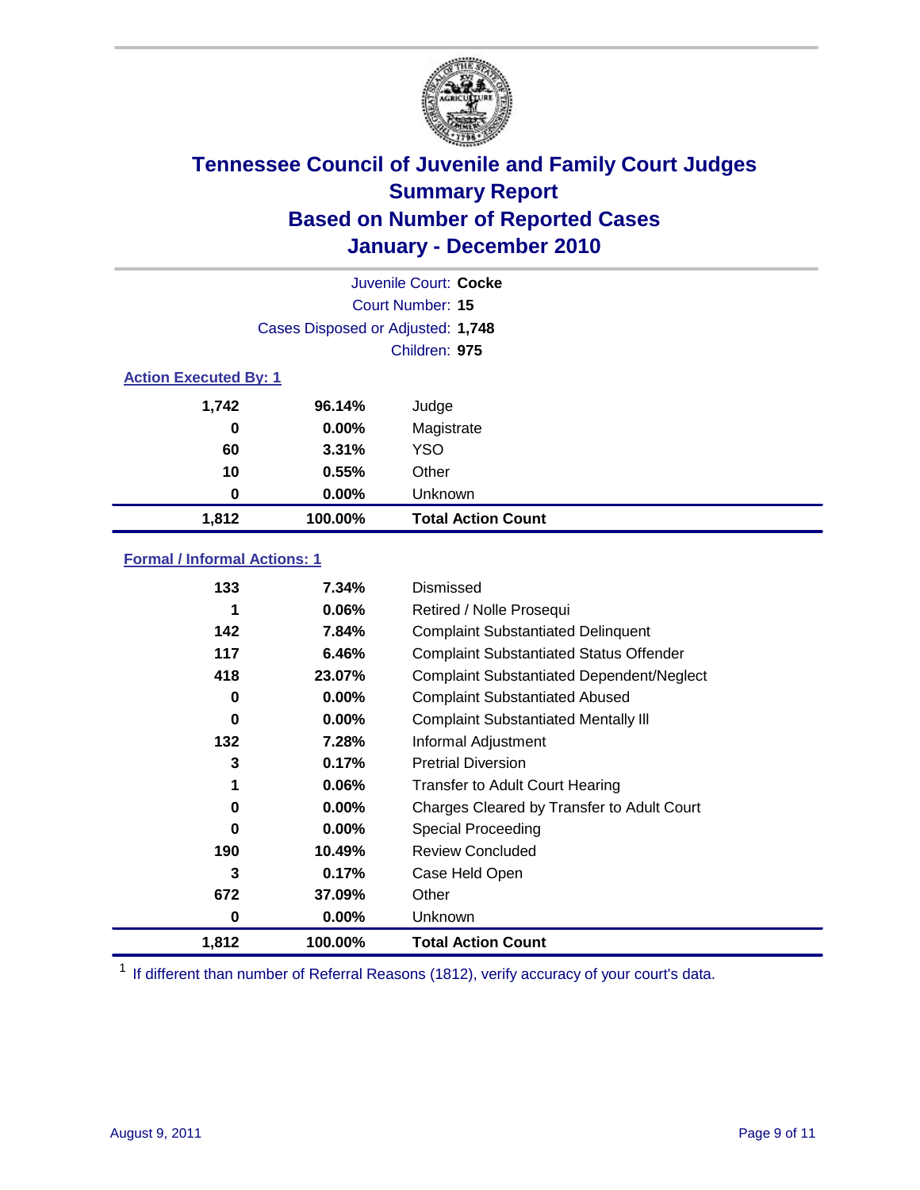# Tennessee Council of Juvenile and Family Court Judges
## Summary Report
## Based on Number of Reported Cases
## January - December 2010

Juvenile Court: **Cocke**

Court Number: **15**

Cases Disposed or Adjusted: **1,748**

Children: **975**

### Action Executed By: 1

| | | |
|---|---|---|
| 1,742 | 96.14% | Judge |
| 0 | 0.00% | Magistrate |
| 60 | 3.31% | YSO |
| 10 | 0.55% | Other |
| 0 | 0.00% | Unknown |
| **1,812** | **100.00%** | **Total Action Count** |

### Formal / Informal Actions: 1

| | | |
|---|---|---|
| 133 | 7.34% | Dismissed |
| 1 | 0.06% | Retired / Nolle Prosequi |
| 142 | 7.84% | Complaint Substantiated Delinquent |
| 117 | 6.46% | Complaint Substantiated Status Offender |
| 418 | 23.07% | Complaint Substantiated Dependent/Neglect |
| 0 | 0.00% | Complaint Substantiated Abused |
| 0 | 0.00% | Complaint Substantiated Mentally Ill |
| 132 | 7.28% | Informal Adjustment |
| 3 | 0.17% | Pretrial Diversion |
| 1 | 0.06% | Transfer to Adult Court Hearing |
| 0 | 0.00% | Charges Cleared by Transfer to Adult Court |
| 0 | 0.00% | Special Proceeding |
| 190 | 10.49% | Review Concluded |
| 3 | 0.17% | Case Held Open |
| 672 | 37.09% | Other |
| 0 | 0.00% | Unknown |
| **1,812** | **100.00%** | **Total Action Count** |

[1] If different than number of Referral Reasons (1812), verify accuracy of your court's data.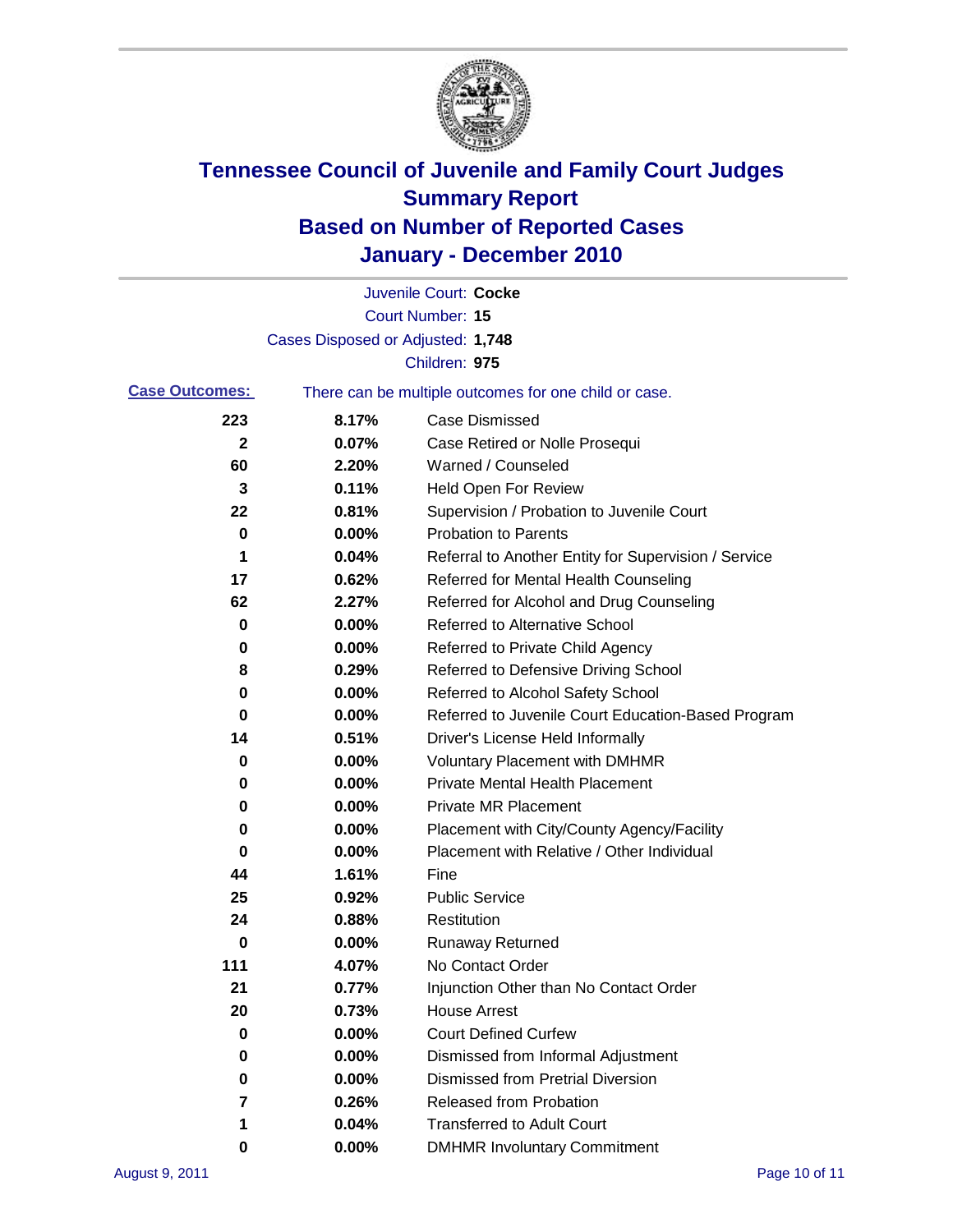# Tennessee Council of Juvenile and Family Court Judges
# Summary Report
# Based on Number of Reported Cases
# January - December 2010

Juvenile Court: **Cocke**

Court Number: **15**

Cases Disposed or Adjusted: **1,748**

Children: **975**

**Case Outcomes:** There can be multiple outcomes for one child or case.

| | | |
|---|---|---|
| 223 | 8.17% | Case Dismissed |
| 2 | 0.07% | Case Retired or Nolle Prosequi |
| 60 | 2.20% | Warned / Counseled |
| 3 | 0.11% | Held Open For Review |
| 22 | 0.81% | Supervision / Probation to Juvenile Court |
| 0 | 0.00% | Probation to Parents |
| 1 | 0.04% | Referral to Another Entity for Supervision / Service |
| 17 | 0.62% | Referred for Mental Health Counseling |
| 62 | 2.27% | Referred for Alcohol and Drug Counseling |
| 0 | 0.00% | Referred to Alternative School |
| 0 | 0.00% | Referred to Private Child Agency |
| 8 | 0.29% | Referred to Defensive Driving School |
| 0 | 0.00% | Referred to Alcohol Safety School |
| 0 | 0.00% | Referred to Juvenile Court Education-Based Program |
| 14 | 0.51% | Driver's License Held Informally |
| 0 | 0.00% | Voluntary Placement with DMHMR |
| 0 | 0.00% | Private Mental Health Placement |
| 0 | 0.00% | Private MR Placement |
| 0 | 0.00% | Placement with City/County Agency/Facility |
| 0 | 0.00% | Placement with Relative / Other Individual |
| 44 | 1.61% | Fine |
| 25 | 0.92% | Public Service |
| 24 | 0.88% | Restitution |
| 0 | 0.00% | Runaway Returned |
| 111 | 4.07% | No Contact Order |
| 21 | 0.77% | Injunction Other than No Contact Order |
| 20 | 0.73% | House Arrest |
| 0 | 0.00% | Court Defined Curfew |
| 0 | 0.00% | Dismissed from Informal Adjustment |
| 0 | 0.00% | Dismissed from Pretrial Diversion |
| 7 | 0.26% | Released from Probation |
| 1 | 0.04% | Transferred to Adult Court |
| 0 | 0.00% | DMHMR Involuntary Commitment |

August 9, 2011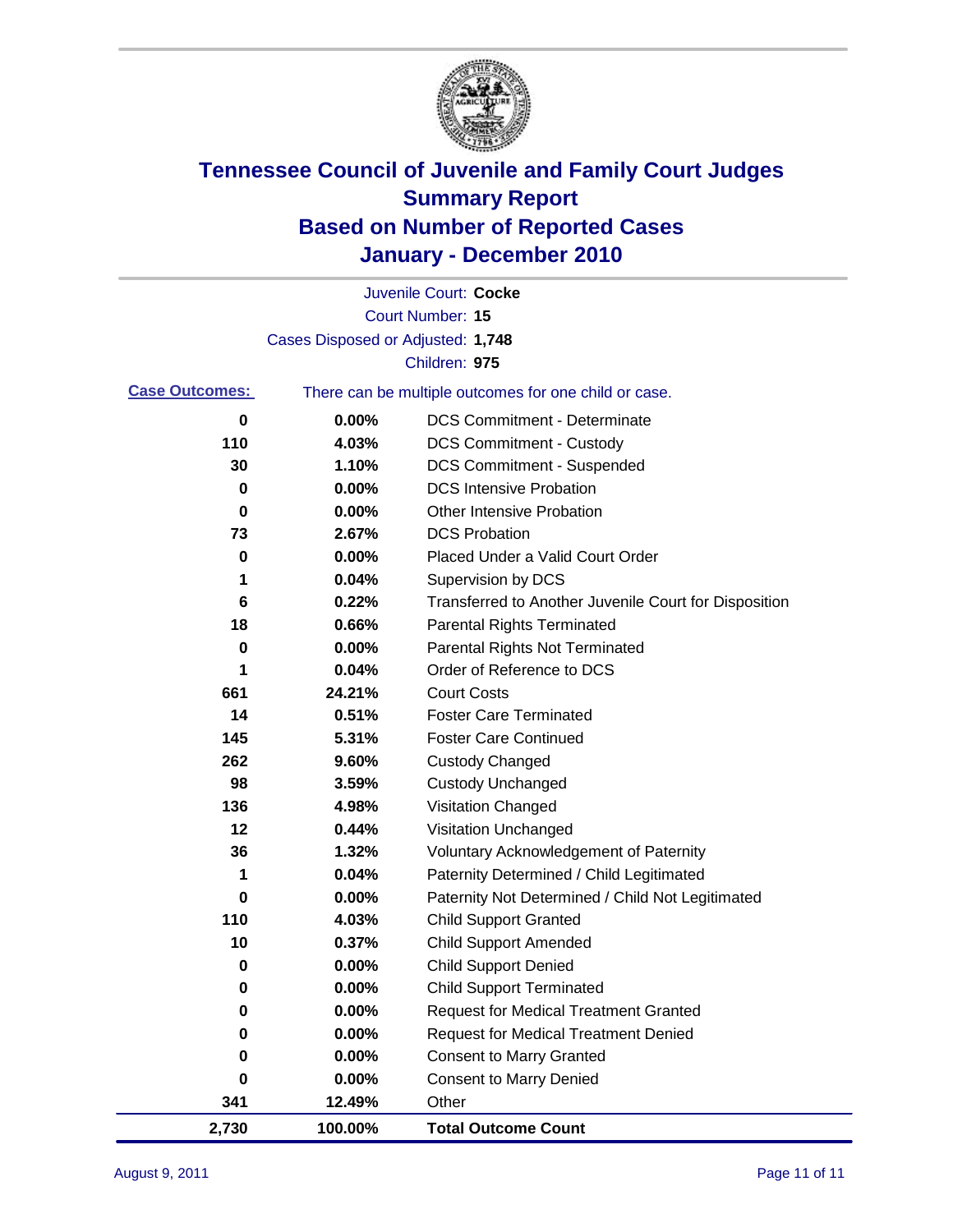# Tennessee Council of Juvenile and Family Court Judges
# Summary Report
# Based on Number of Reported Cases
# January - December 2010

Juvenile Court: **Cocke**

Court Number: **15**

Cases Disposed or Adjusted: **1,748**

Children: **975**

**Case Outcomes:** There can be multiple outcomes for one child or case.

| | | |
|---|---|---|
| 0 | 0.00% | DCS Commitment - Determinate |
| 110 | 4.03% | DCS Commitment - Custody |
| 30 | 1.10% | DCS Commitment - Suspended |
| 0 | 0.00% | DCS Intensive Probation |
| 0 | 0.00% | Other Intensive Probation |
| 73 | 2.67% | DCS Probation |
| 0 | 0.00% | Placed Under a Valid Court Order |
| 1 | 0.04% | Supervision by DCS |
| 6 | 0.22% | Transferred to Another Juvenile Court for Disposition |
| 18 | 0.66% | Parental Rights Terminated |
| 0 | 0.00% | Parental Rights Not Terminated |
| 1 | 0.04% | Order of Reference to DCS |
| 661 | 24.21% | Court Costs |
| 14 | 0.51% | Foster Care Terminated |
| 145 | 5.31% | Foster Care Continued |
| 262 | 9.60% | Custody Changed |
| 98 | 3.59% | Custody Unchanged |
| 136 | 4.98% | Visitation Changed |
| 12 | 0.44% | Visitation Unchanged |
| 36 | 1.32% | Voluntary Acknowledgement of Paternity |
| 1 | 0.04% | Paternity Determined / Child Legitimated |
| 0 | 0.00% | Paternity Not Determined / Child Not Legitimated |
| 110 | 4.03% | Child Support Granted |
| 10 | 0.37% | Child Support Amended |
| 0 | 0.00% | Child Support Denied |
| 0 | 0.00% | Child Support Terminated |
| 0 | 0.00% | Request for Medical Treatment Granted |
| 0 | 0.00% | Request for Medical Treatment Denied |
| 0 | 0.00% | Consent to Marry Granted |
| 0 | 0.00% | Consent to Marry Denied |
| 341 | 12.49% | Other |
| **2,730** | **100.00%** | **Total Outcome Count** |

August 9, 2011